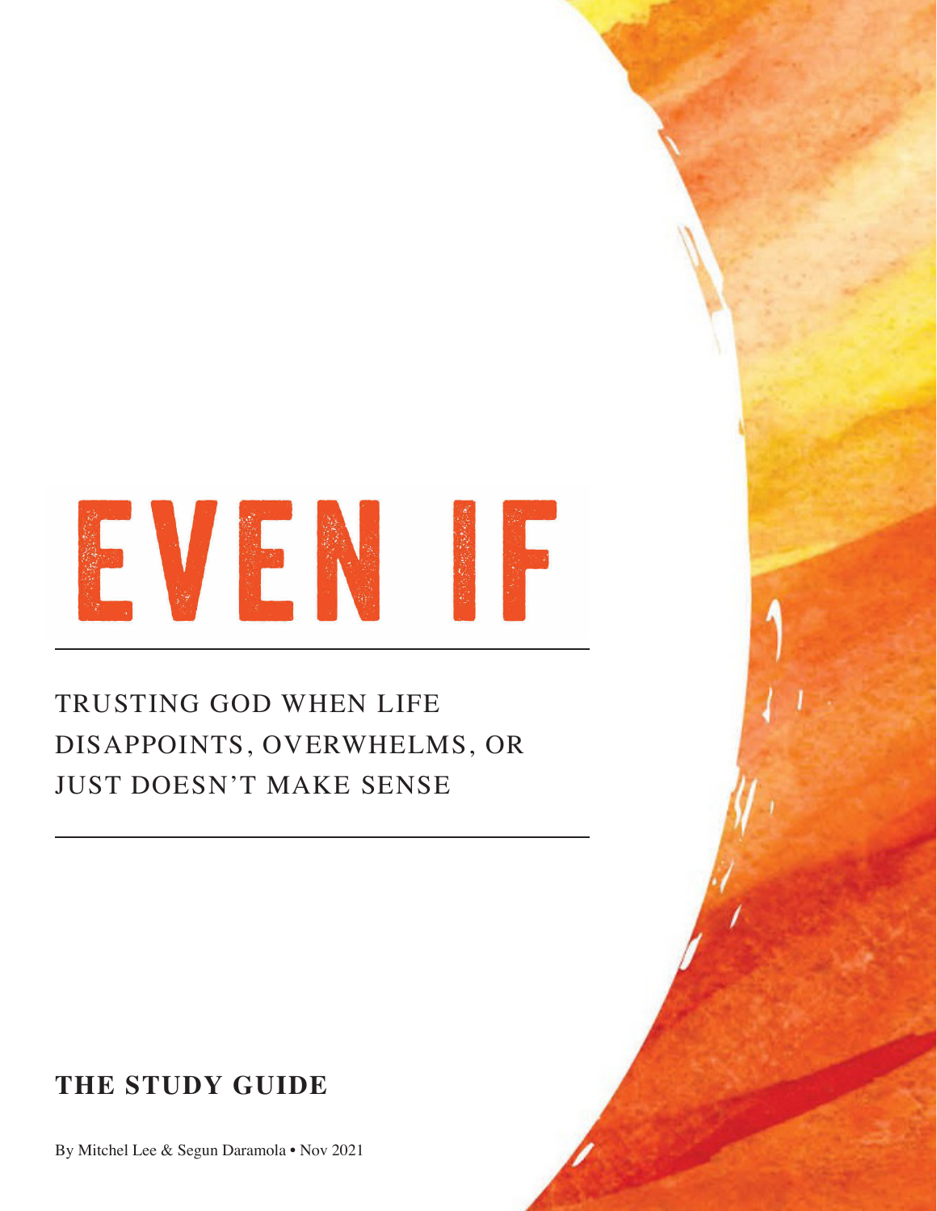# EVEN IF

## TRUSTING GOD WHEN LIFE DISAPPOINTS, OVERWHELMS, OR JUST DOESN'T MAKE SENSE

**THE STUDY GUIDE**

By Mitchel Lee & Segun Daramola • Nov 2021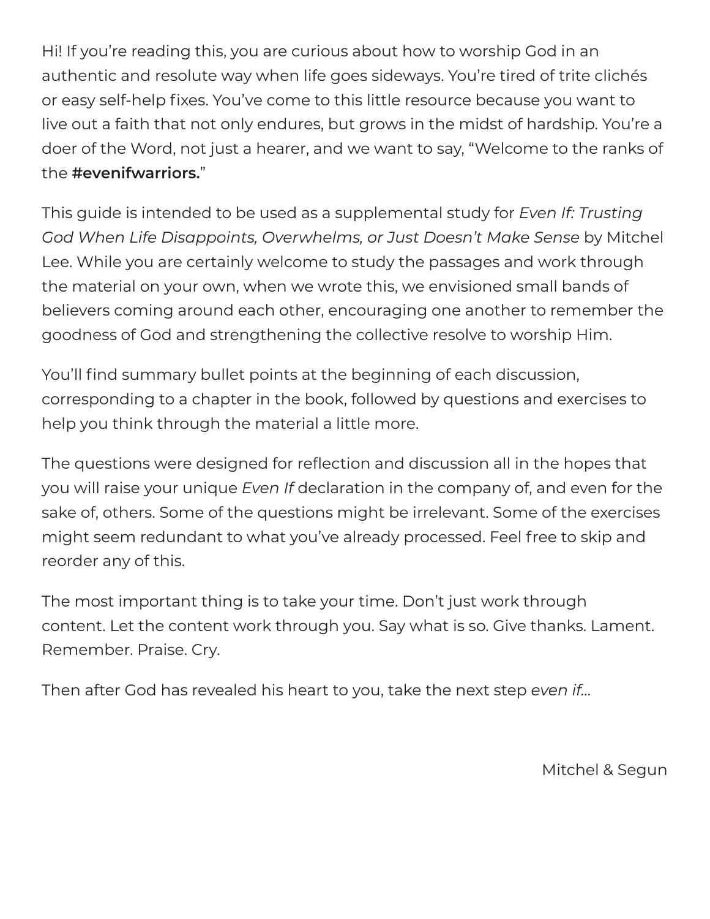Hi! If you're reading this, you are curious about how to worship God in an authentic and resolute way when life goes sideways. You're tired of trite clichés or easy self-help fixes. You've come to this little resource because you want to live out a faith that not only endures, but grows in the midst of hardship. You're a doer of the Word, not just a hearer, and we want to say, "Welcome to the ranks of the **#evenifwarriors.**"

This guide is intended to be used as a supplemental study for *Even If: Trusting God When Life Disappoints, Overwhelms, or Just Doesn't Make Sense* by Mitchel Lee. While you are certainly welcome to study the passages and work through the material on your own, when we wrote this, we envisioned small bands of believers coming around each other, encouraging one another to remember the goodness of God and strengthening the collective resolve to worship Him.

You'll find summary bullet points at the beginning of each discussion, corresponding to a chapter in the book, followed by questions and exercises to help you think through the material a little more.

The questions were designed for reflection and discussion all in the hopes that you will raise your unique *Even If* declaration in the company of, and even for the sake of, others. Some of the questions might be irrelevant. Some of the exercises might seem redundant to what you've already processed. Feel free to skip and reorder any of this.

The most important thing is to take your time. Don't just work through content. Let the content work through you. Say what is so. Give thanks. Lament. Remember. Praise. Cry.

Then after God has revealed his heart to you, take the next step *even if…*

Mitchel & Segun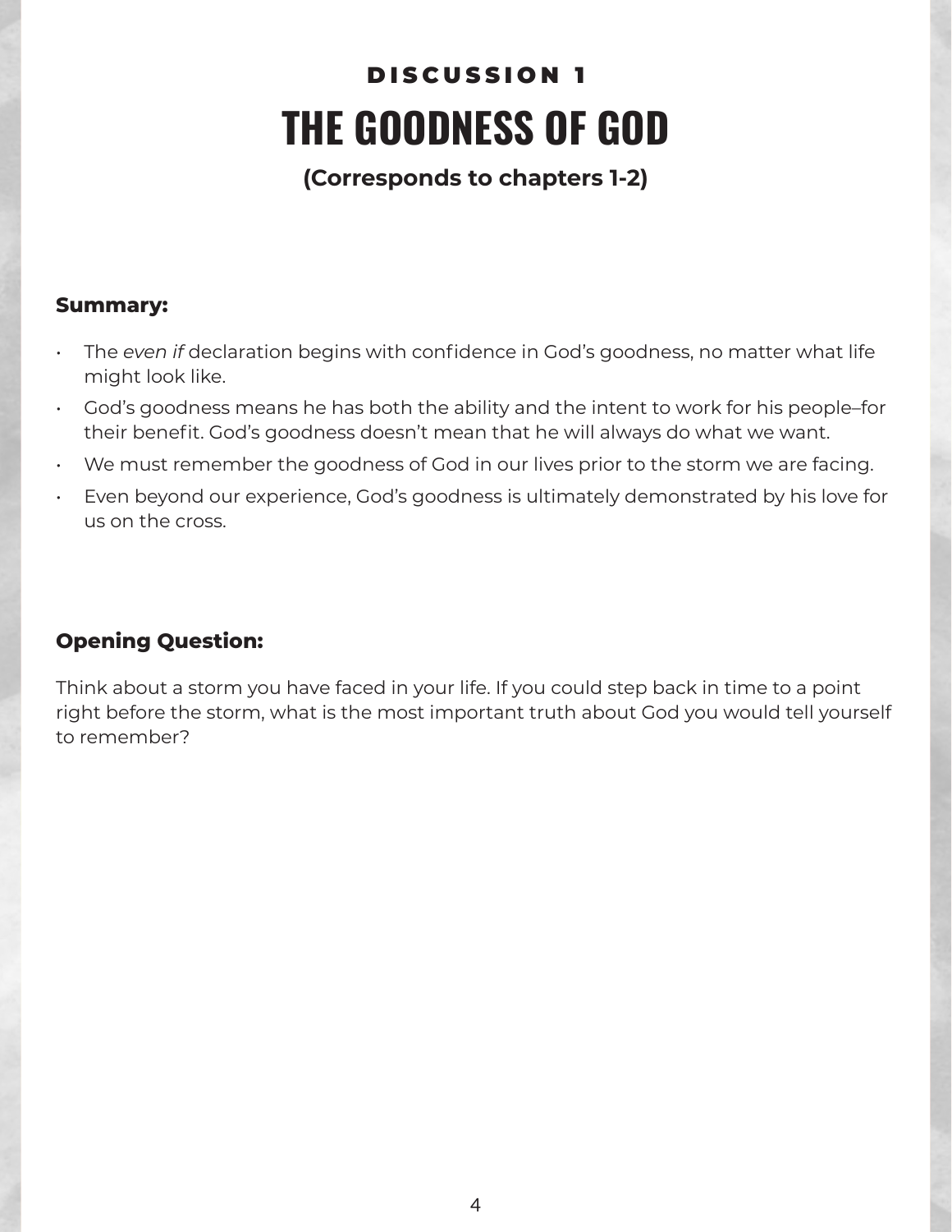## DISCUSSION 1

# THE GOODNESS OF GOD

**(Corresponds to chapters 1-2)**

**Summary:**

- The *even if* declaration begins with confidence in God's goodness, no matter what life might look like.
- God's goodness means he has both the ability and the intent to work for his people–for their benefit. God's goodness doesn't mean that he will always do what we want.
- We must remember the goodness of God in our lives prior to the storm we are facing.
- Even beyond our experience, God's goodness is ultimately demonstrated by his love for us on the cross.

**Opening Question:**

Think about a storm you have faced in your life. If you could step back in time to a point right before the storm, what is the most important truth about God you would tell yourself to remember?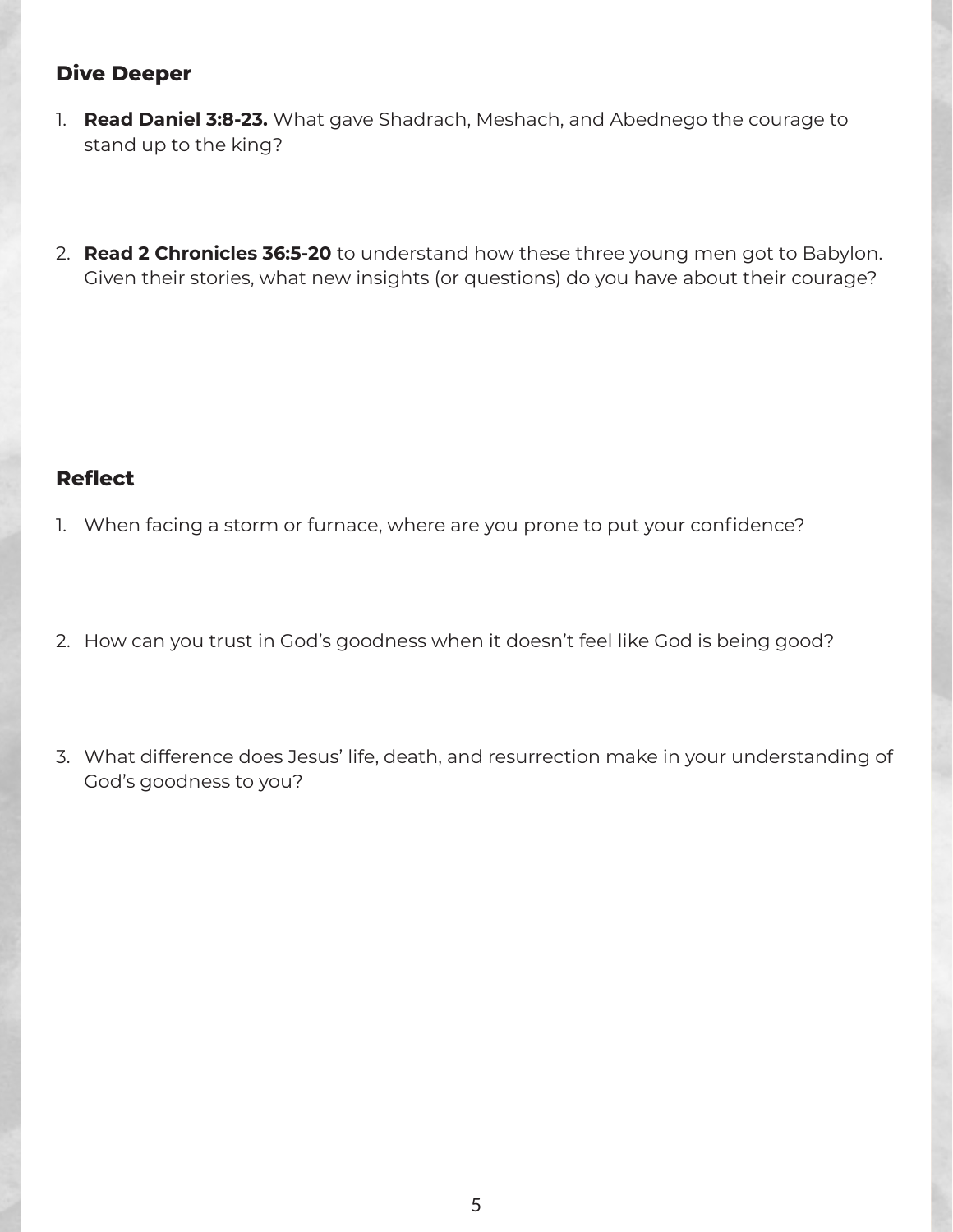## Dive Deeper

1. **Read Daniel 3:8-23.** What gave Shadrach, Meshach, and Abednego the courage to stand up to the king?

2. **Read 2 Chronicles 36:5-20** to understand how these three young men got to Babylon. Given their stories, what new insights (or questions) do you have about their courage?

## Reflect

1. When facing a storm or furnace, where are you prone to put your confidence?

2. How can you trust in God's goodness when it doesn't feel like God is being good?

3. What difference does Jesus' life, death, and resurrection make in your understanding of God's goodness to you?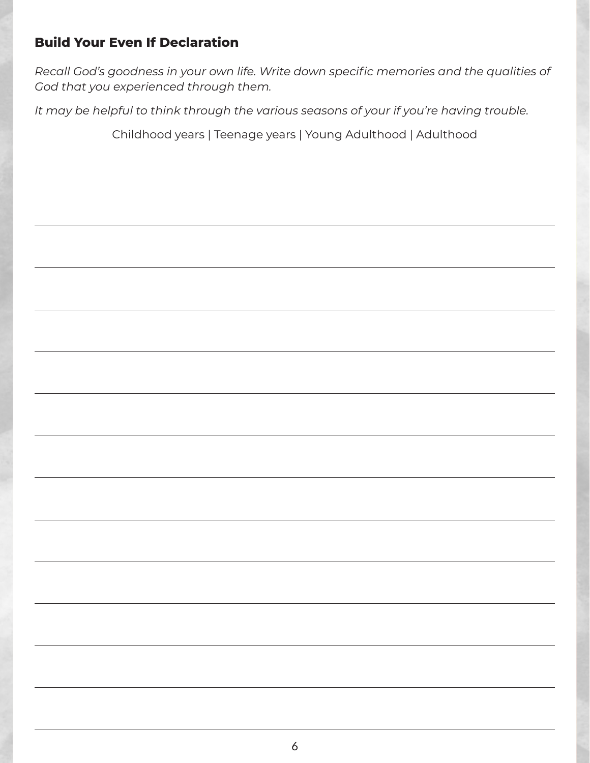### Build Your Even If Declaration

*Recall God's goodness in your own life. Write down specific memories and the qualities of God that you experienced through them.*

*It may be helpful to think through the various seasons of your if you're having trouble.*

Childhood years | Teenage years | Young Adulthood | Adulthood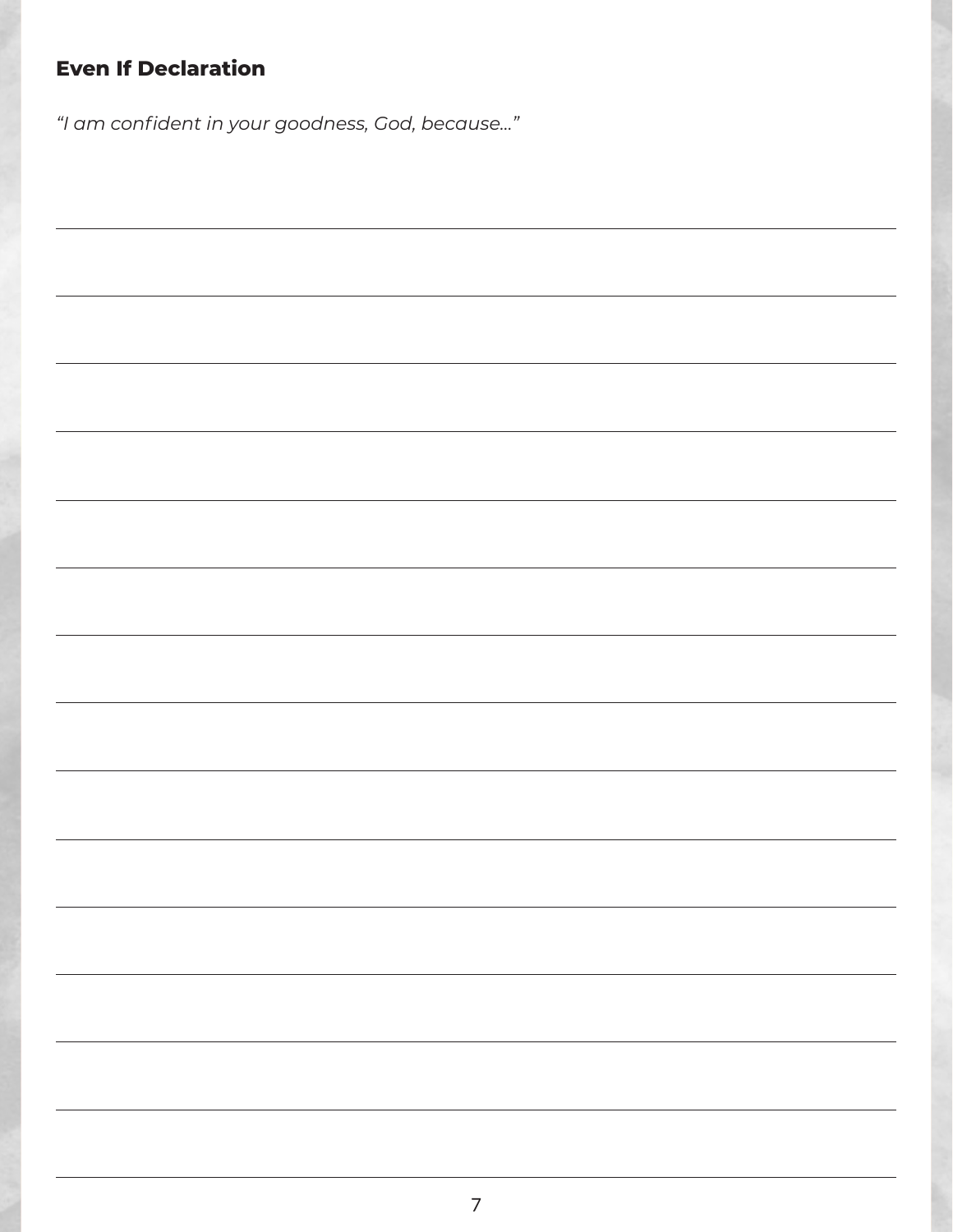## Even If Declaration

*"I am confident in your goodness, God, because…"*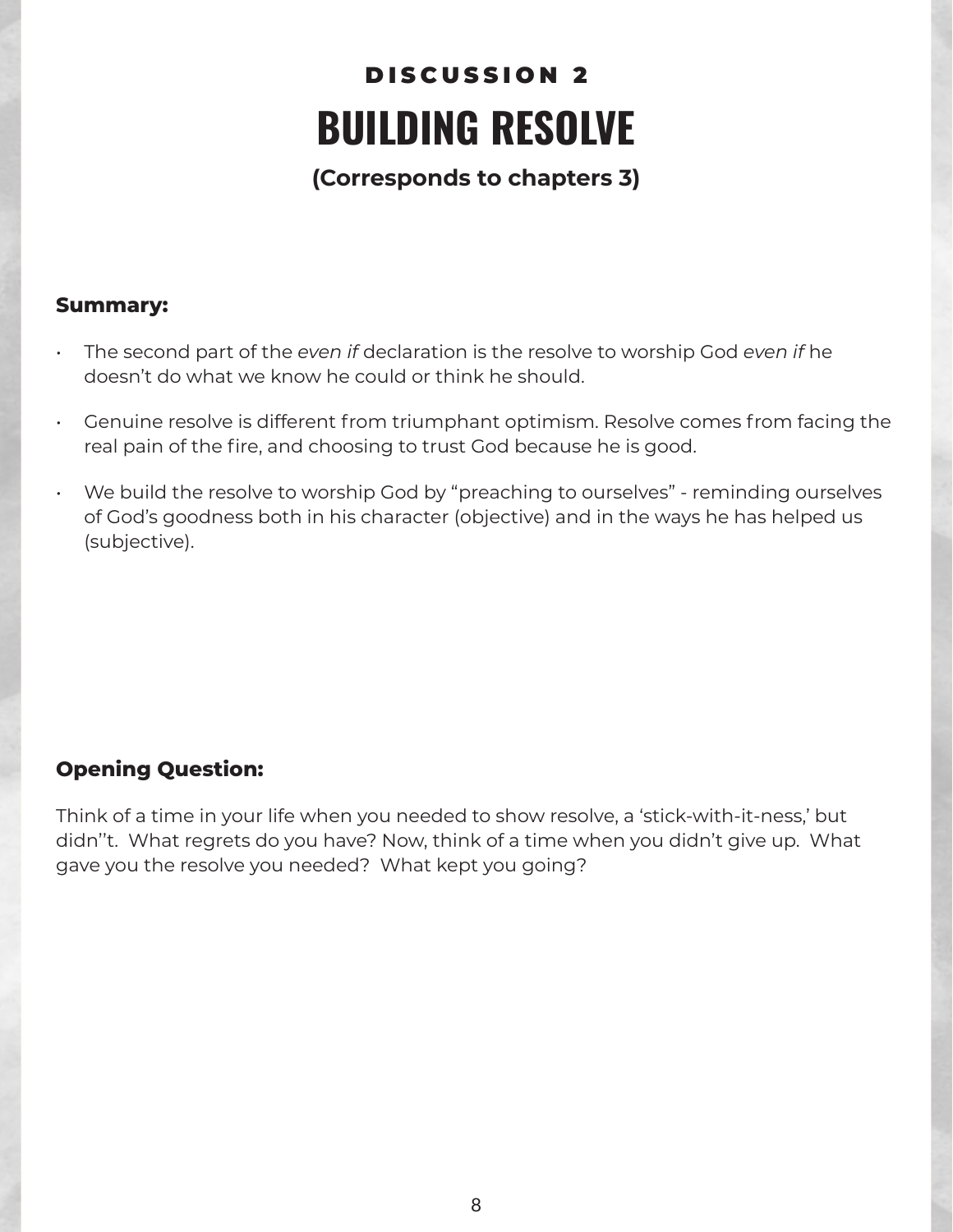## DISCUSSION 2

# BUILDING RESOLVE

**(Corresponds to chapters 3)**

**Summary:**

- The second part of the *even if* declaration is the resolve to worship God *even if* he doesn't do what we know he could or think he should.
- Genuine resolve is different from triumphant optimism. Resolve comes from facing the real pain of the fire, and choosing to trust God because he is good.
- We build the resolve to worship God by "preaching to ourselves" - reminding ourselves of God's goodness both in his character (objective) and in the ways he has helped us (subjective).

**Opening Question:**

Think of a time in your life when you needed to show resolve, a 'stick-with-it-ness,' but didn''t. What regrets do you have? Now, think of a time when you didn't give up. What gave you the resolve you needed? What kept you going?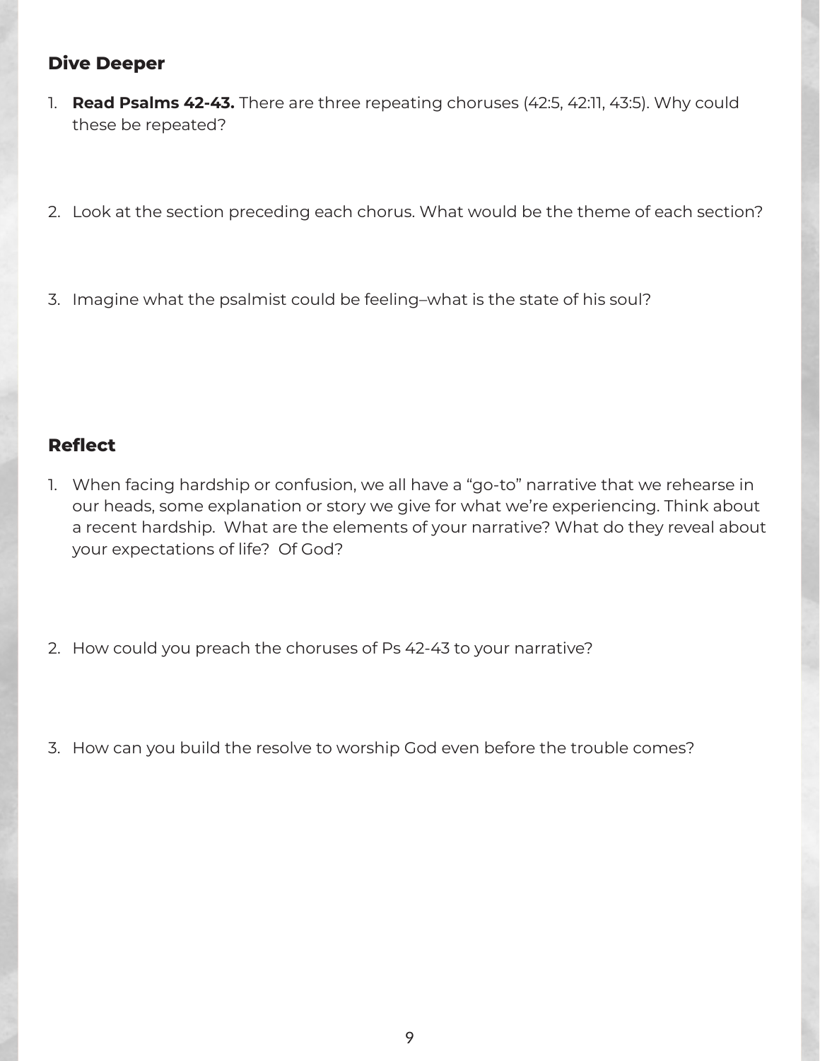## Dive Deeper

1. **Read Psalms 42-43.** There are three repeating choruses (42:5, 42:11, 43:5). Why could these be repeated?

2. Look at the section preceding each chorus. What would be the theme of each section?

3. Imagine what the psalmist could be feeling–what is the state of his soul?

## Reflect

1. When facing hardship or confusion, we all have a "go-to" narrative that we rehearse in our heads, some explanation or story we give for what we're experiencing. Think about a recent hardship. What are the elements of your narrative? What do they reveal about your expectations of life? Of God?

2. How could you preach the choruses of Ps 42-43 to your narrative?

3. How can you build the resolve to worship God even before the trouble comes?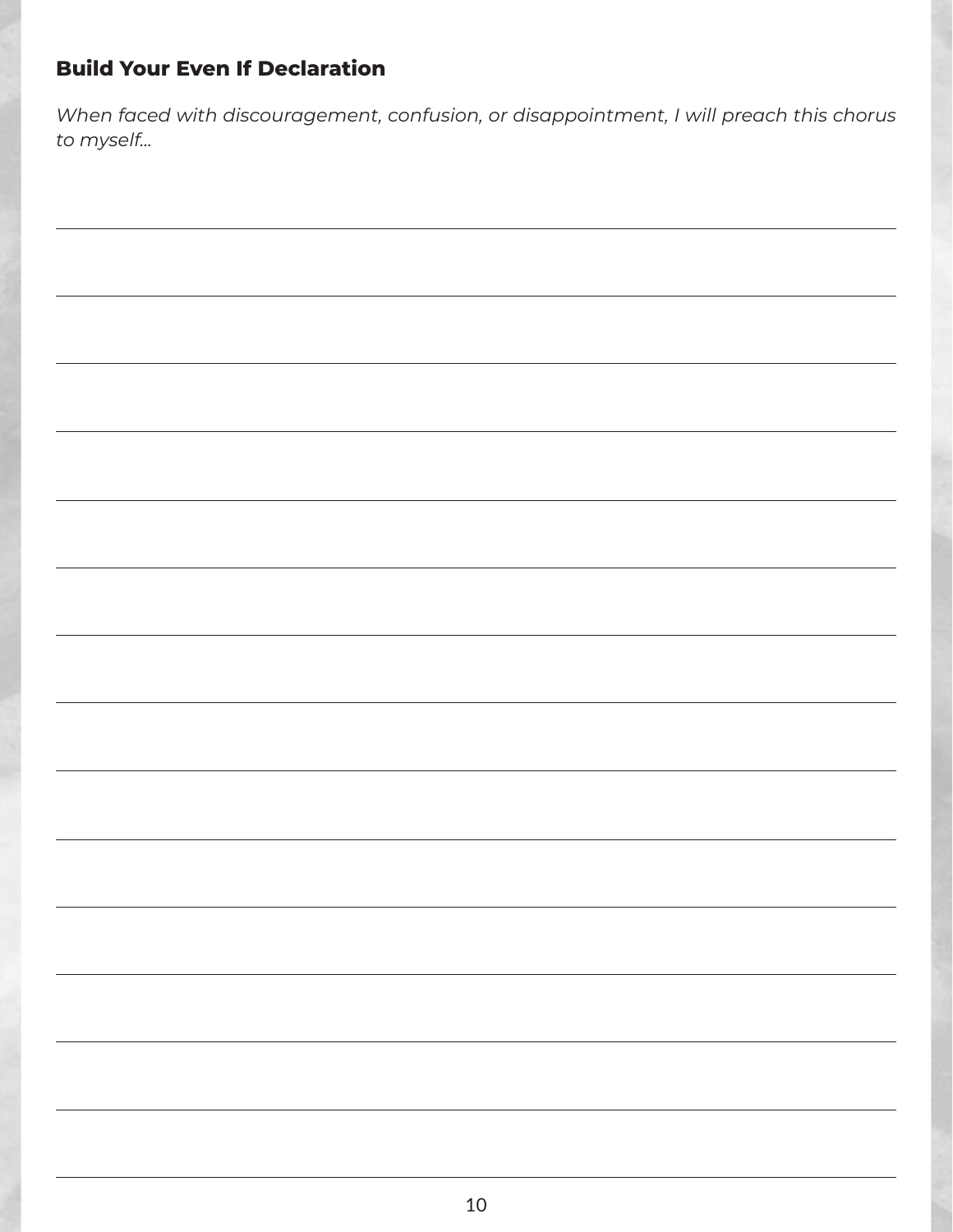### Build Your Even If Declaration

*When faced with discouragement, confusion, or disappointment, I will preach this chorus to myself...*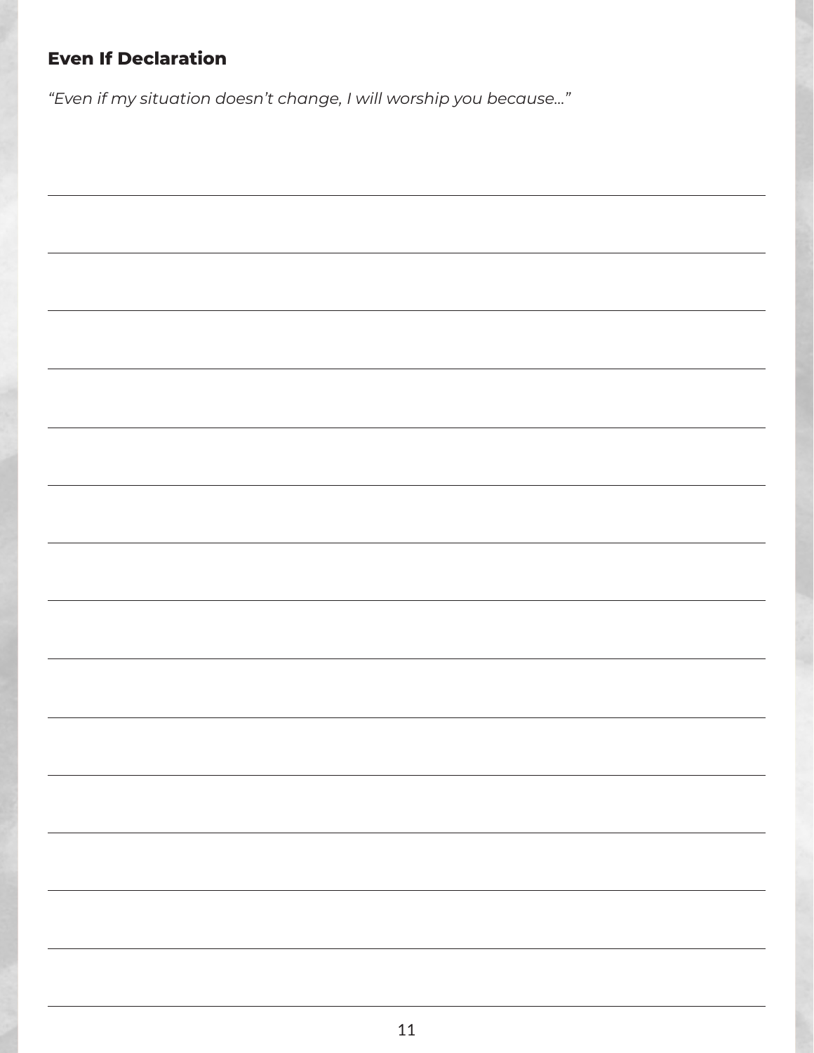### Even If Declaration

*"Even if my situation doesn't change, I will worship you because..."*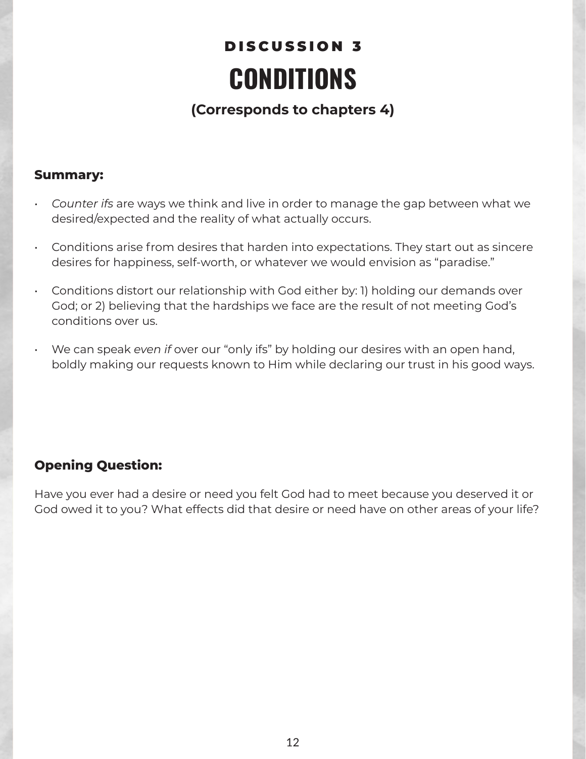### DISCUSSION 3

# CONDITIONS

### (Corresponds to chapters 4)

**Summary:**

- *Counter ifs* are ways we think and live in order to manage the gap between what we desired/expected and the reality of what actually occurs.
- Conditions arise from desires that harden into expectations. They start out as sincere desires for happiness, self-worth, or whatever we would envision as "paradise."
- Conditions distort our relationship with God either by: 1) holding our demands over God; or 2) believing that the hardships we face are the result of not meeting God's conditions over us.
- We can speak *even if* over our "only ifs" by holding our desires with an open hand, boldly making our requests known to Him while declaring our trust in his good ways.

**Opening Question:**

Have you ever had a desire or need you felt God had to meet because you deserved it or God owed it to you? What effects did that desire or need have on other areas of your life?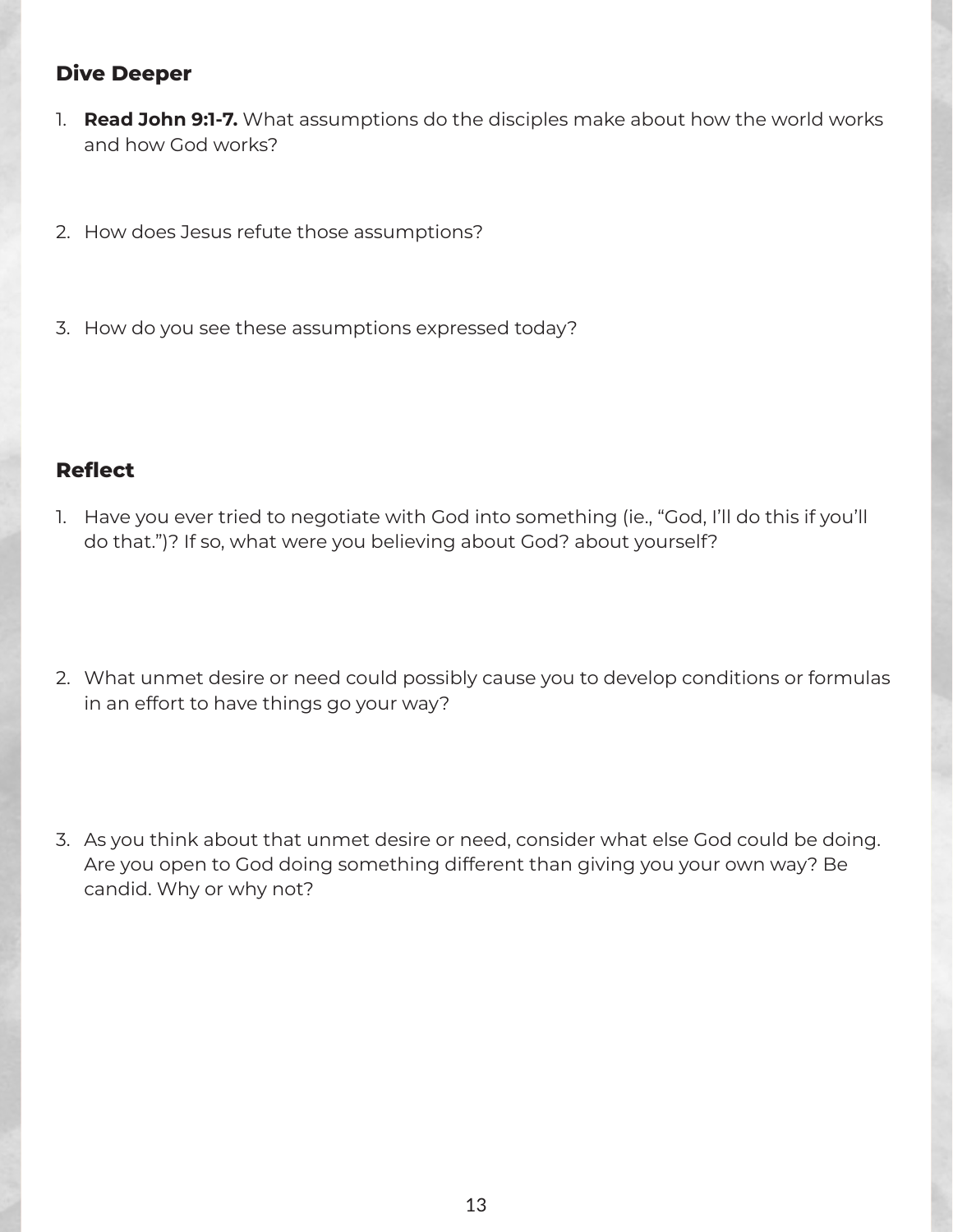### Dive Deeper

1. **Read John 9:1-7.** What assumptions do the disciples make about how the world works and how God works?

2. How does Jesus refute those assumptions?

3. How do you see these assumptions expressed today?

### Reflect

1. Have you ever tried to negotiate with God into something (ie., "God, I'll do this if you'll do that.")? If so, what were you believing about God? about yourself?

2. What unmet desire or need could possibly cause you to develop conditions or formulas in an effort to have things go your way?

3. As you think about that unmet desire or need, consider what else God could be doing. Are you open to God doing something different than giving you your own way? Be candid. Why or why not?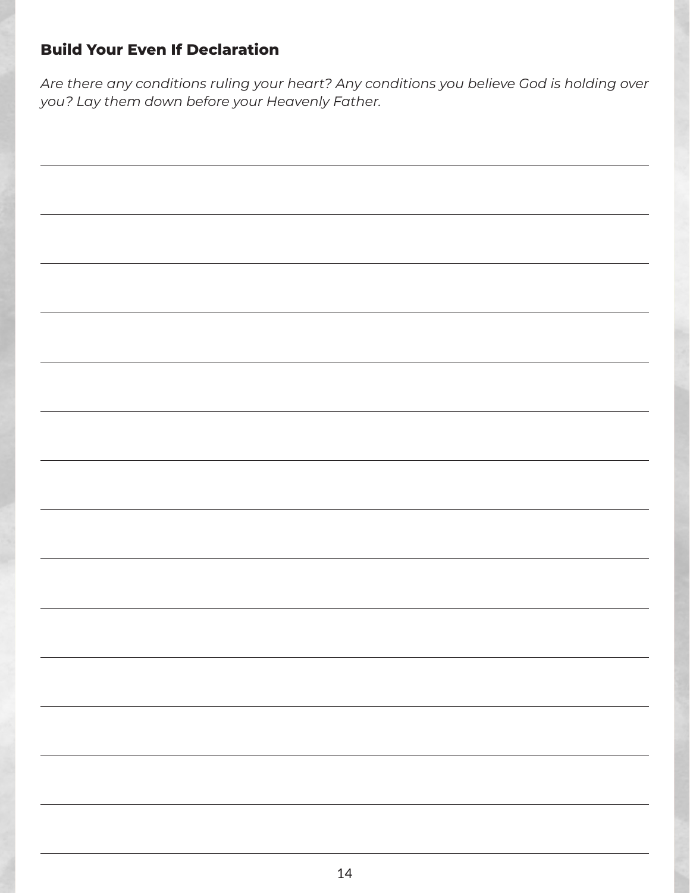### Build Your Even If Declaration

*Are there any conditions ruling your heart? Any conditions you believe God is holding over you? Lay them down before your Heavenly Father.*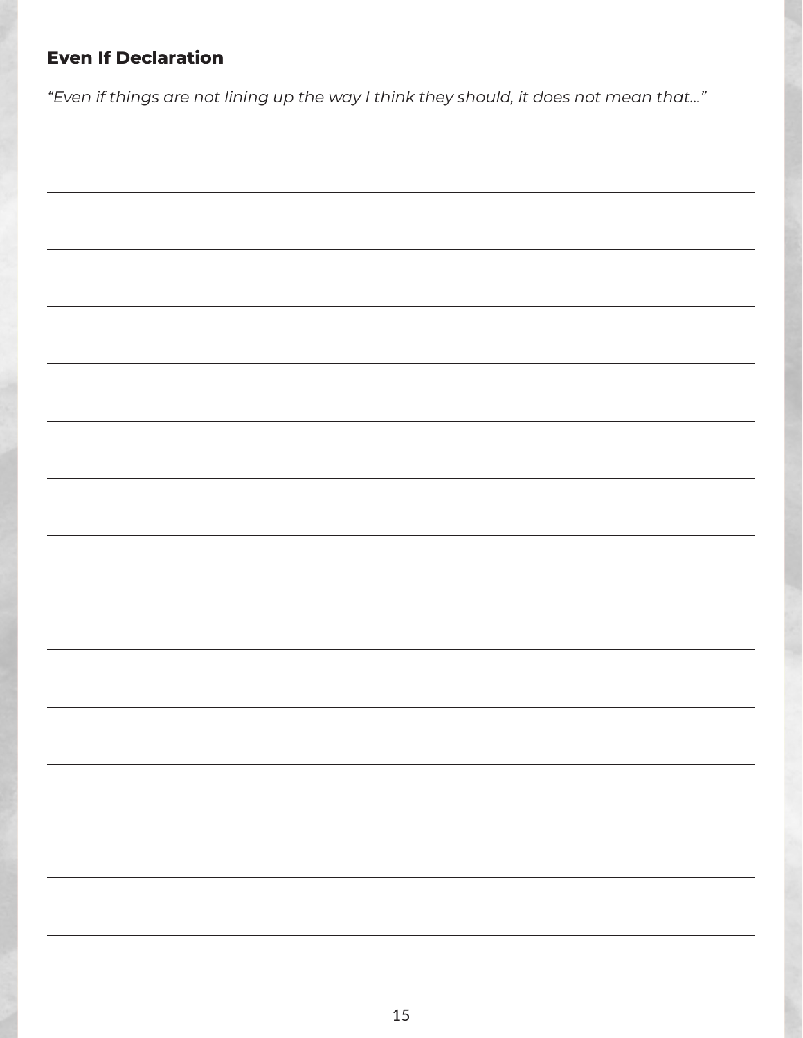### Even If Declaration

*"Even if things are not lining up the way I think they should, it does not mean that..."*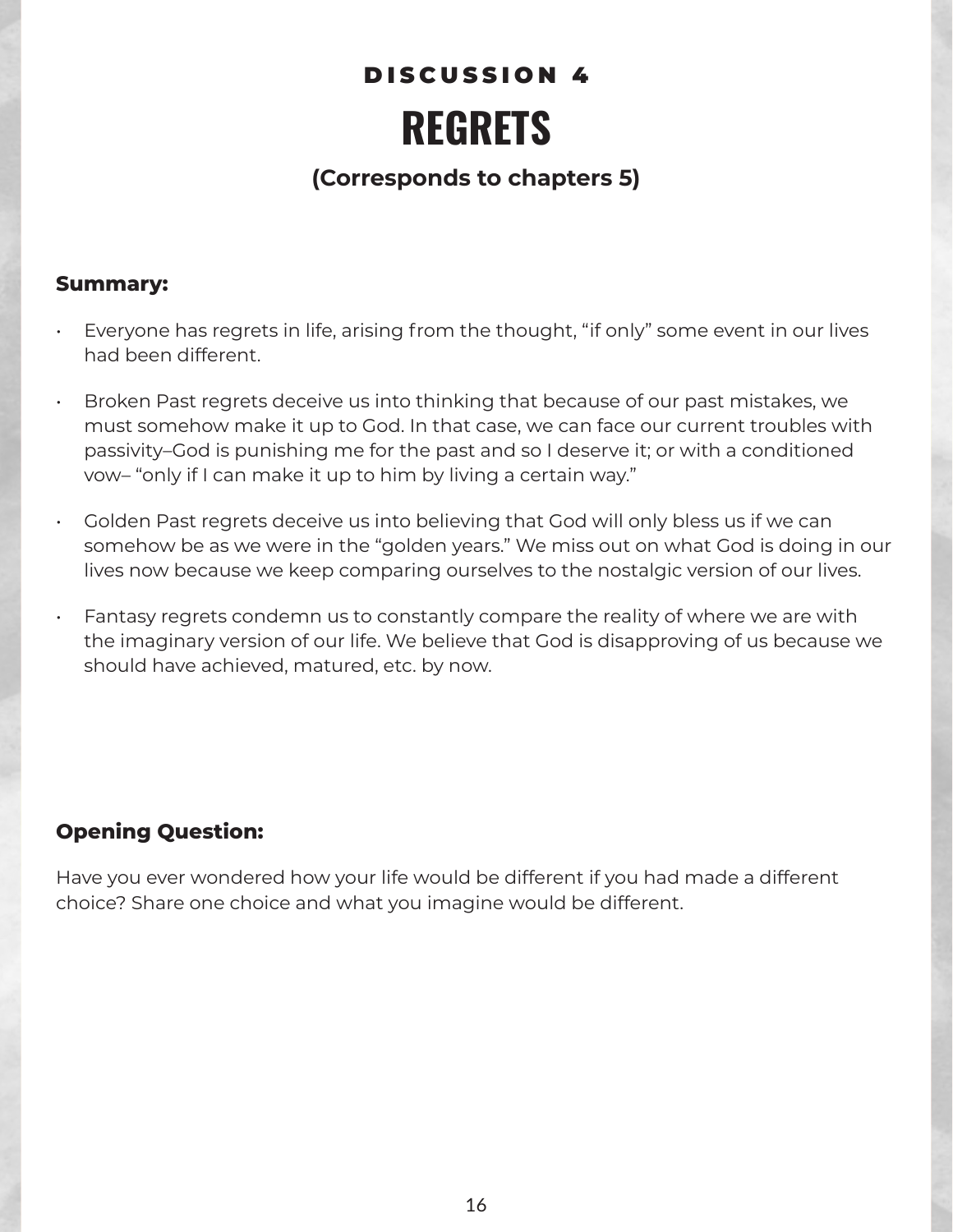# DISCUSSION 4

# REGRETS

### (Corresponds to chapters 5)

**Summary:**

- Everyone has regrets in life, arising from the thought, "if only" some event in our lives had been different.
- Broken Past regrets deceive us into thinking that because of our past mistakes, we must somehow make it up to God. In that case, we can face our current troubles with passivity–God is punishing me for the past and so I deserve it; or with a conditioned vow– "only if I can make it up to him by living a certain way."
- Golden Past regrets deceive us into believing that God will only bless us if we can somehow be as we were in the "golden years." We miss out on what God is doing in our lives now because we keep comparing ourselves to the nostalgic version of our lives.
- Fantasy regrets condemn us to constantly compare the reality of where we are with the imaginary version of our life. We believe that God is disapproving of us because we should have achieved, matured, etc. by now.

**Opening Question:**

Have you ever wondered how your life would be different if you had made a different choice? Share one choice and what you imagine would be different.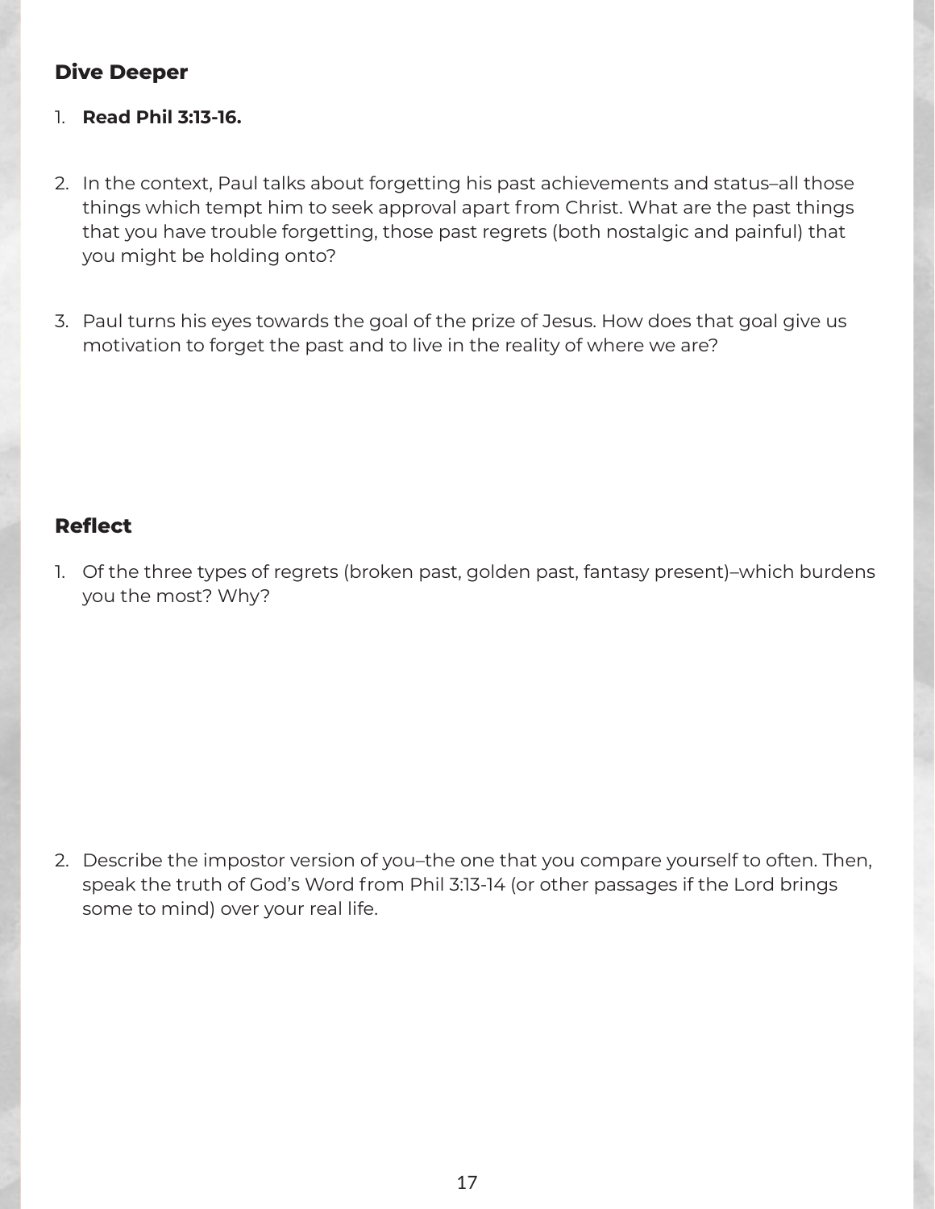## Dive Deeper

1. **Read Phil 3:13-16.**

2. In the context, Paul talks about forgetting his past achievements and status–all those things which tempt him to seek approval apart from Christ. What are the past things that you have trouble forgetting, those past regrets (both nostalgic and painful) that you might be holding onto?

3. Paul turns his eyes towards the goal of the prize of Jesus. How does that goal give us motivation to forget the past and to live in the reality of where we are?

## Reflect

1. Of the three types of regrets (broken past, golden past, fantasy present)–which burdens you the most? Why?

2. Describe the impostor version of you–the one that you compare yourself to often. Then, speak the truth of God's Word from Phil 3:13-14 (or other passages if the Lord brings some to mind) over your real life.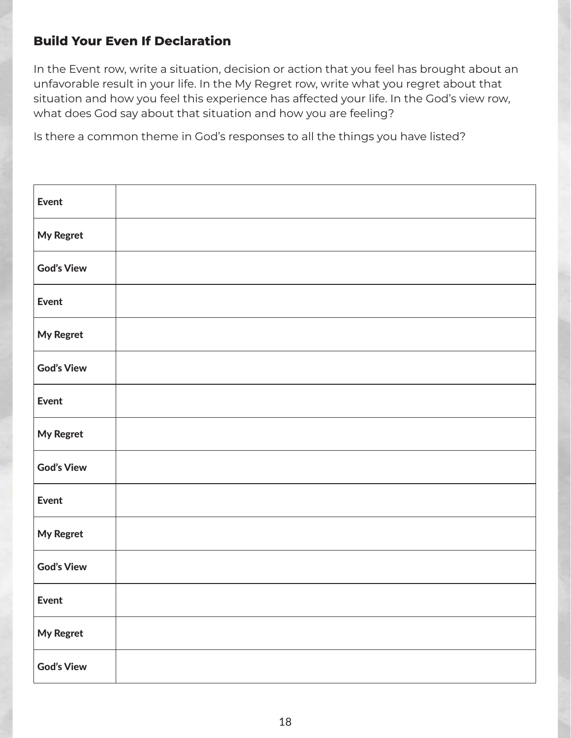### Build Your Even If Declaration

In the Event row, write a situation, decision or action that you feel has brought about an unfavorable result in your life. In the My Regret row, write what you regret about that situation and how you feel this experience has affected your life. In the God's view row, what does God say about that situation and how you are feeling?

Is there a common theme in God's responses to all the things you have listed?

| | |
|---|---|
| **Event** | |
| **My Regret** | |
| **God's View** | |
| **Event** | |
| **My Regret** | |
| **God's View** | |
| **Event** | |
| **My Regret** | |
| **God's View** | |
| **Event** | |
| **My Regret** | |
| **God's View** | |
| **Event** | |
| **My Regret** | |
| **God's View** | |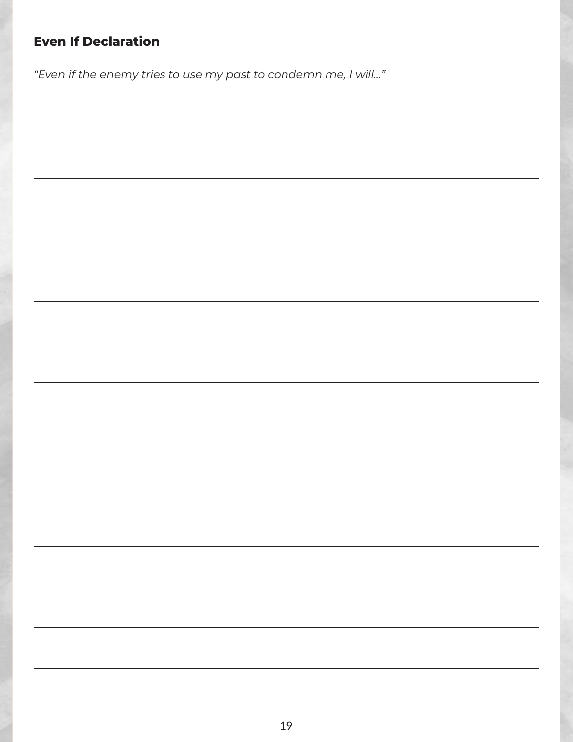### Even If Declaration

*"Even if the enemy tries to use my past to condemn me, I will..."*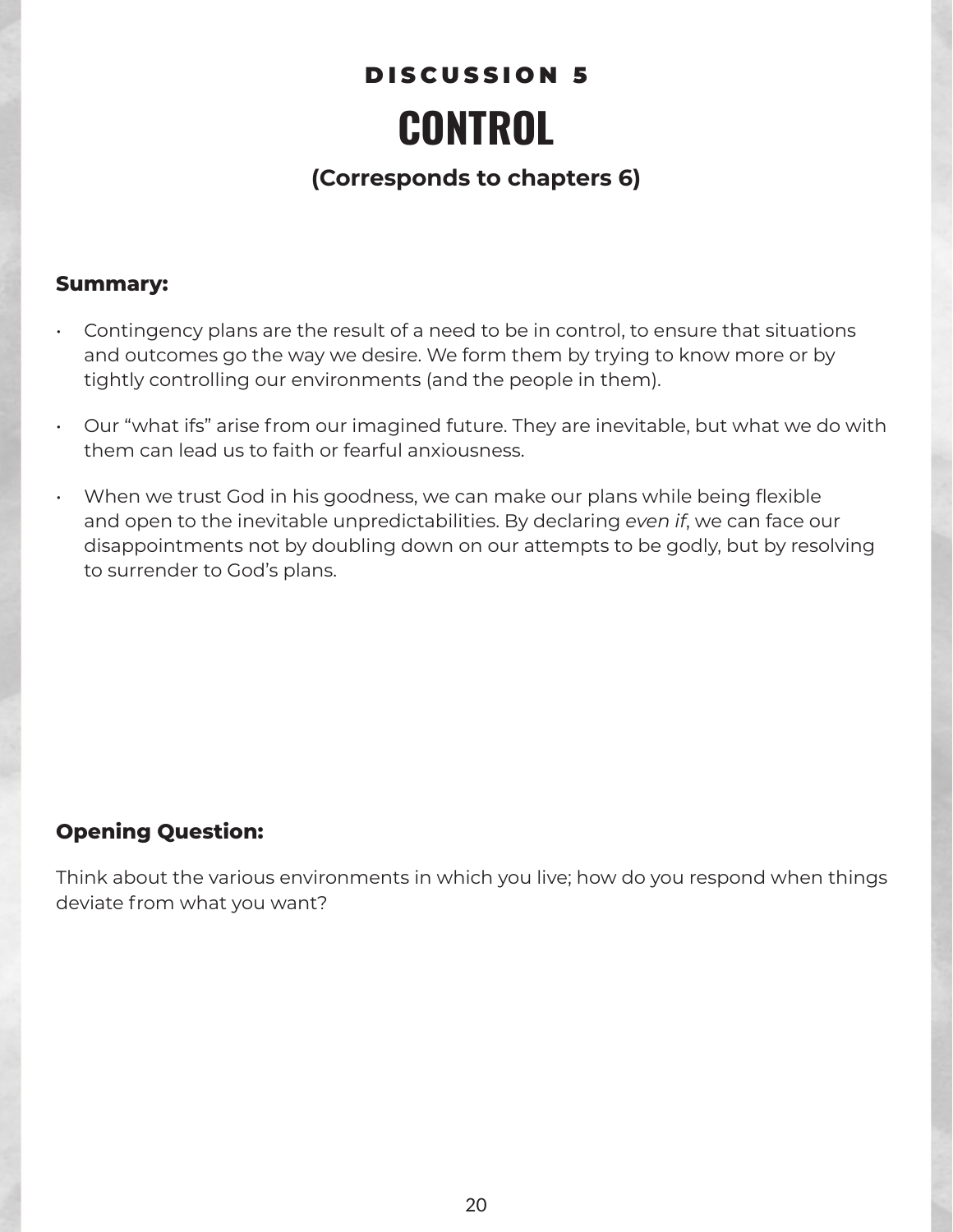### DISCUSSION 5

# CONTROL

**(Corresponds to chapters 6)**

**Summary:**

- Contingency plans are the result of a need to be in control, to ensure that situations and outcomes go the way we desire. We form them by trying to know more or by tightly controlling our environments (and the people in them).
- Our "what ifs" arise from our imagined future. They are inevitable, but what we do with them can lead us to faith or fearful anxiousness.
- When we trust God in his goodness, we can make our plans while being flexible and open to the inevitable unpredictabilities. By declaring *even if*, we can face our disappointments not by doubling down on our attempts to be godly, but by resolving to surrender to God's plans.

**Opening Question:**

Think about the various environments in which you live; how do you respond when things deviate from what you want?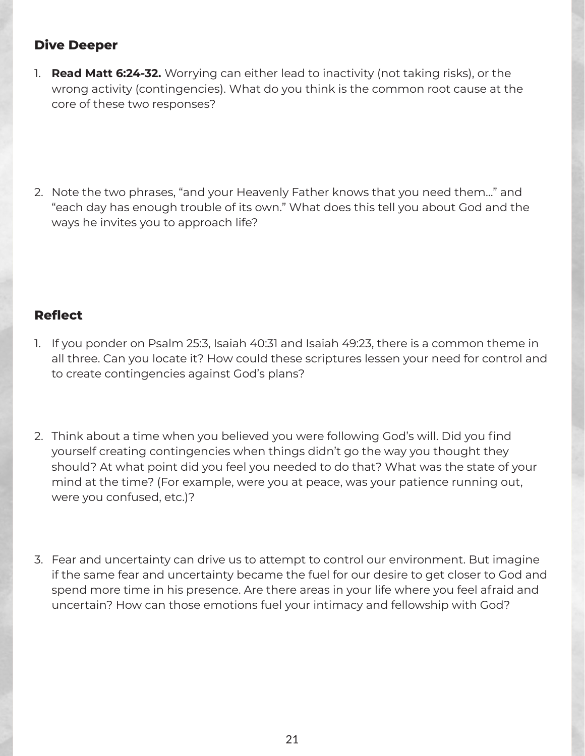## Dive Deeper

1. **Read Matt 6:24-32.** Worrying can either lead to inactivity (not taking risks), or the wrong activity (contingencies). What do you think is the common root cause at the core of these two responses?

2. Note the two phrases, "and your Heavenly Father knows that you need them..." and "each day has enough trouble of its own." What does this tell you about God and the ways he invites you to approach life?

## Reflect

1. If you ponder on Psalm 25:3, Isaiah 40:31 and Isaiah 49:23, there is a common theme in all three. Can you locate it? How could these scriptures lessen your need for control and to create contingencies against God's plans?

2. Think about a time when you believed you were following God's will. Did you find yourself creating contingencies when things didn't go the way you thought they should? At what point did you feel you needed to do that? What was the state of your mind at the time? (For example, were you at peace, was your patience running out, were you confused, etc.)?

3. Fear and uncertainty can drive us to attempt to control our environment. But imagine if the same fear and uncertainty became the fuel for our desire to get closer to God and spend more time in his presence. Are there areas in your life where you feel afraid and uncertain? How can those emotions fuel your intimacy and fellowship with God?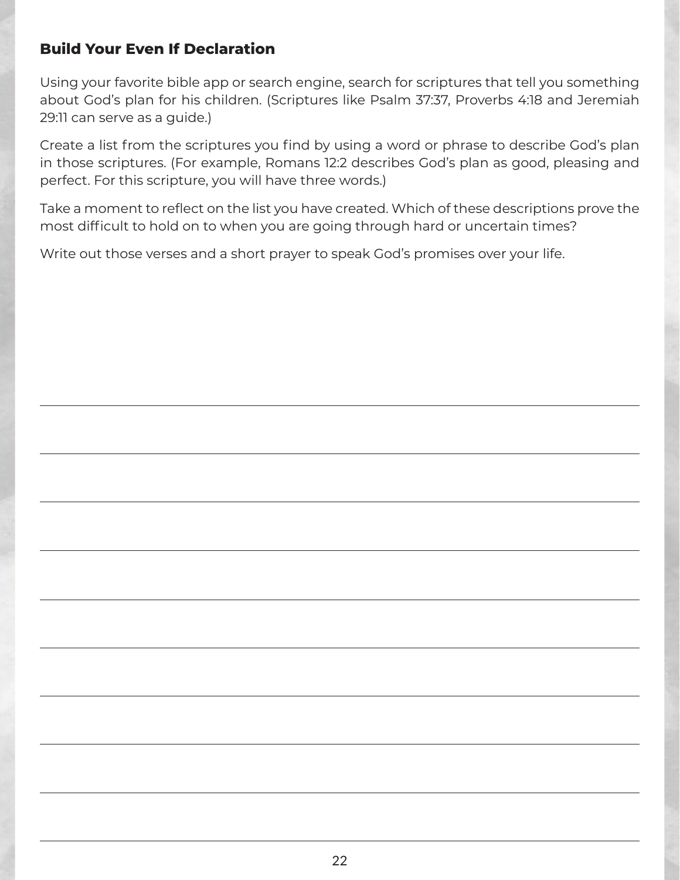## Build Your Even If Declaration

Using your favorite bible app or search engine, search for scriptures that tell you something about God's plan for his children. (Scriptures like Psalm 37:37, Proverbs 4:18 and Jeremiah 29:11 can serve as a guide.)

Create a list from the scriptures you find by using a word or phrase to describe God's plan in those scriptures. (For example, Romans 12:2 describes God's plan as good, pleasing and perfect. For this scripture, you will have three words.)

Take a moment to reflect on the list you have created. Which of these descriptions prove the most difficult to hold on to when you are going through hard or uncertain times?

Write out those verses and a short prayer to speak God's promises over your life.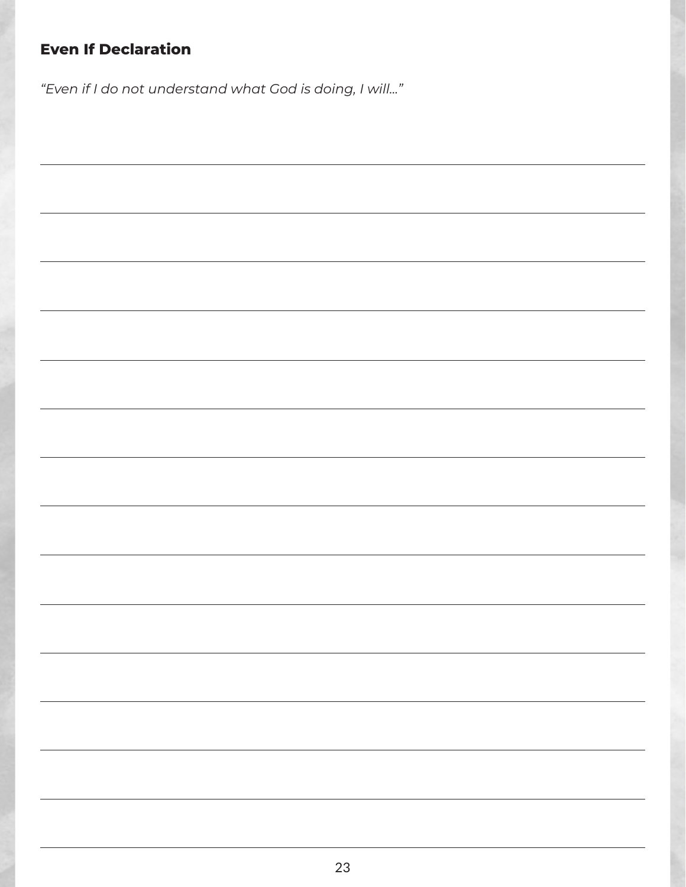### Even If Declaration

*"Even if I do not understand what God is doing, I will..."*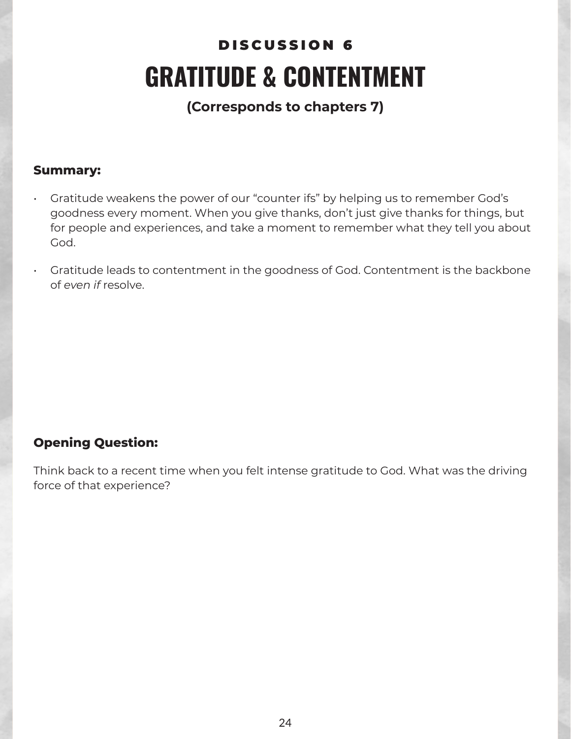## DISCUSSION 6

# GRATITUDE & CONTENTMENT

**(Corresponds to chapters 7)**

**Summary:**

- Gratitude weakens the power of our "counter ifs" by helping us to remember God's goodness every moment. When you give thanks, don't just give thanks for things, but for people and experiences, and take a moment to remember what they tell you about God.
- Gratitude leads to contentment in the goodness of God. Contentment is the backbone of *even if* resolve.

**Opening Question:**

Think back to a recent time when you felt intense gratitude to God. What was the driving force of that experience?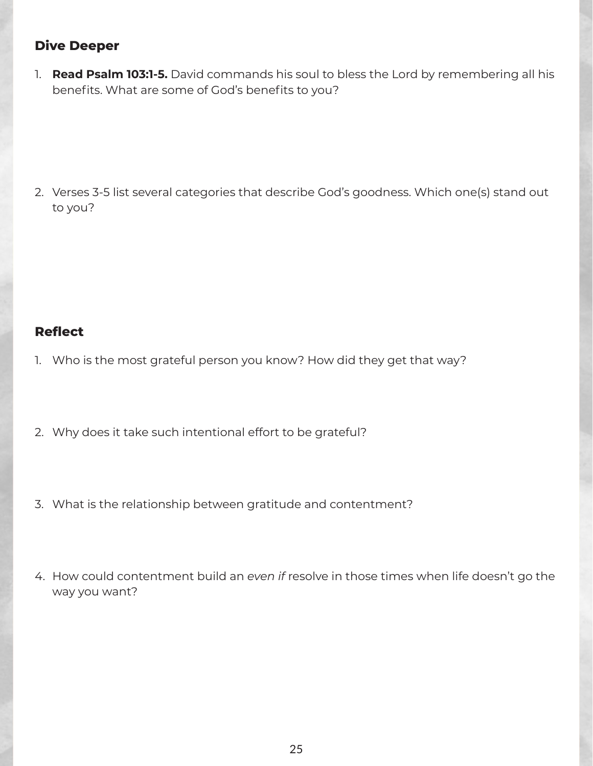## Dive Deeper

1. **Read Psalm 103:1-5.** David commands his soul to bless the Lord by remembering all his benefits. What are some of God's benefits to you?

2. Verses 3-5 list several categories that describe God's goodness. Which one(s) stand out to you?

## Reflect

1. Who is the most grateful person you know? How did they get that way?

2. Why does it take such intentional effort to be grateful?

3. What is the relationship between gratitude and contentment?

4. How could contentment build an *even if* resolve in those times when life doesn't go the way you want?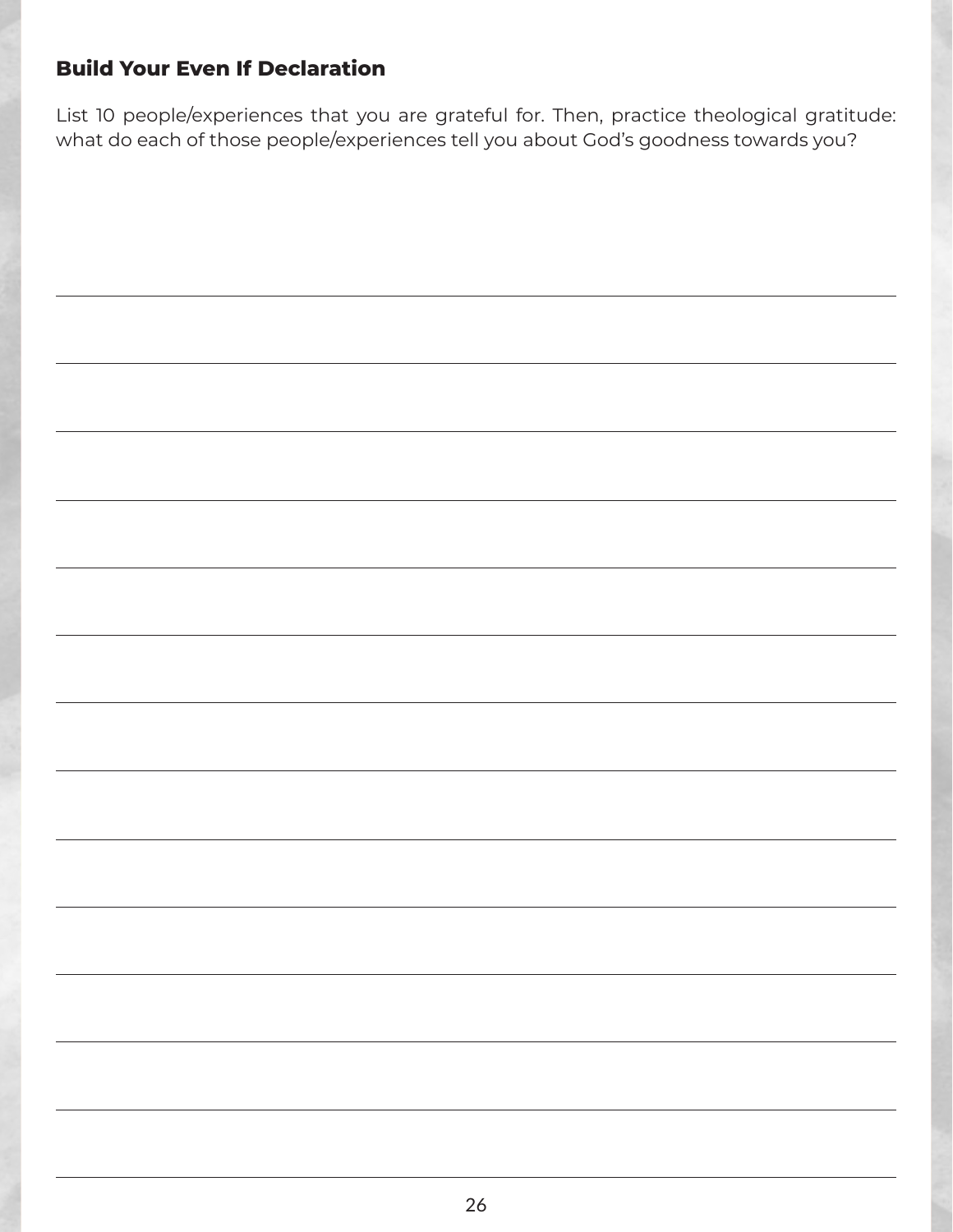### Build Your Even If Declaration

List 10 people/experiences that you are grateful for. Then, practice theological gratitude: what do each of those people/experiences tell you about God's goodness towards you?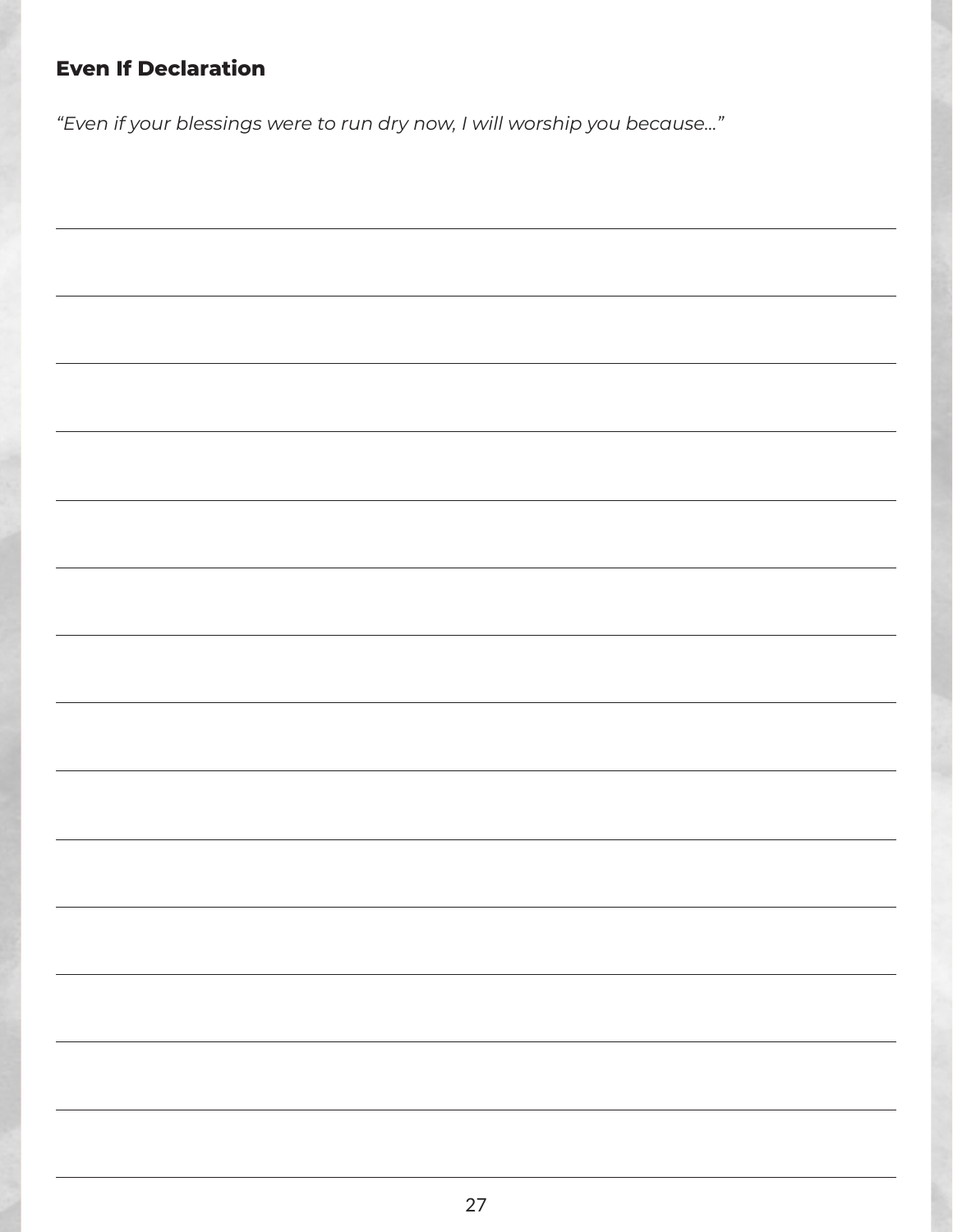### Even If Declaration

*"Even if your blessings were to run dry now, I will worship you because..."*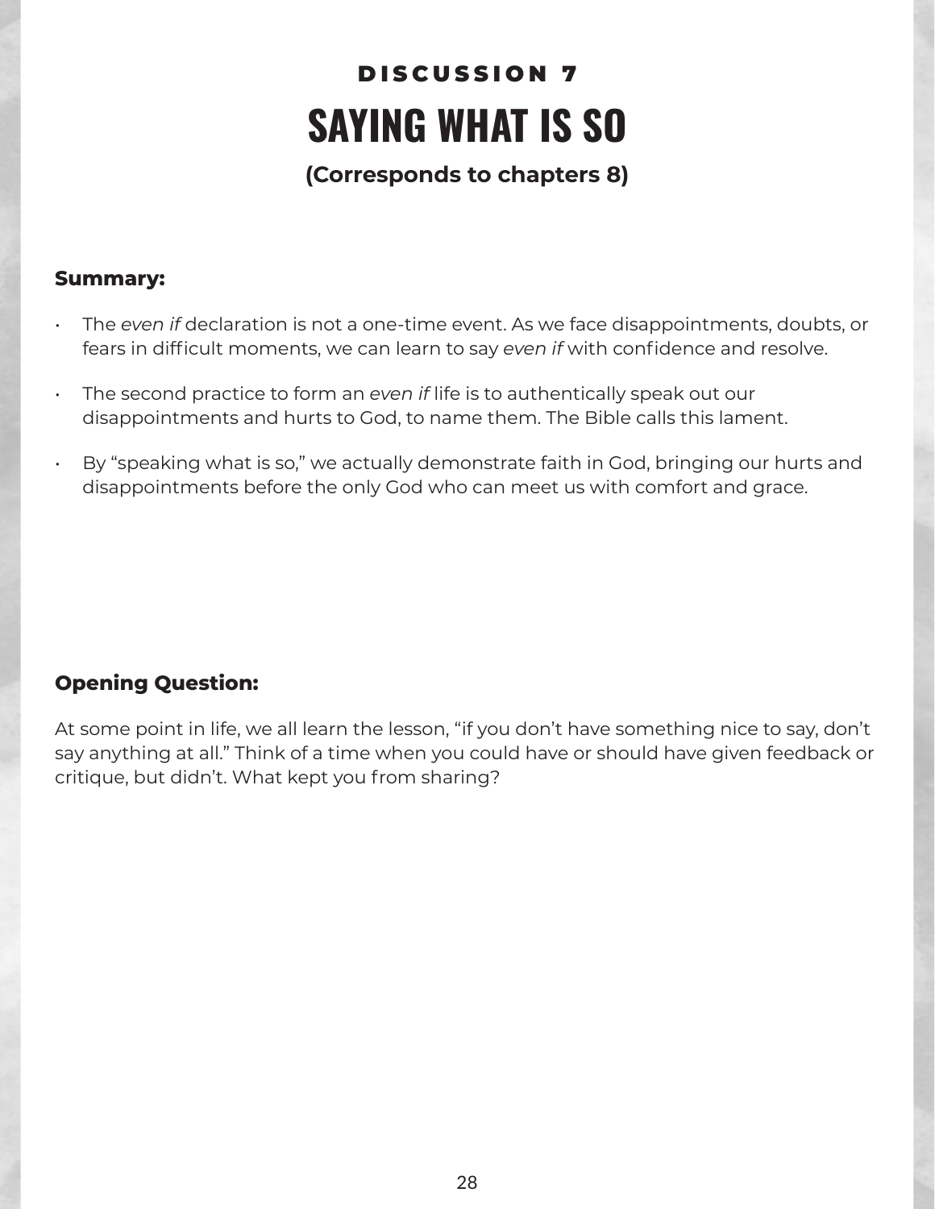## DISCUSSION 7

# SAYING WHAT IS SO

**(Corresponds to chapters 8)**

### Summary:

- The *even if* declaration is not a one-time event. As we face disappointments, doubts, or fears in difficult moments, we can learn to say *even if* with confidence and resolve.
- The second practice to form an *even if* life is to authentically speak out our disappointments and hurts to God, to name them. The Bible calls this lament.
- By "speaking what is so," we actually demonstrate faith in God, bringing our hurts and disappointments before the only God who can meet us with comfort and grace.

### Opening Question:

At some point in life, we all learn the lesson, "if you don't have something nice to say, don't say anything at all." Think of a time when you could have or should have given feedback or critique, but didn't. What kept you from sharing?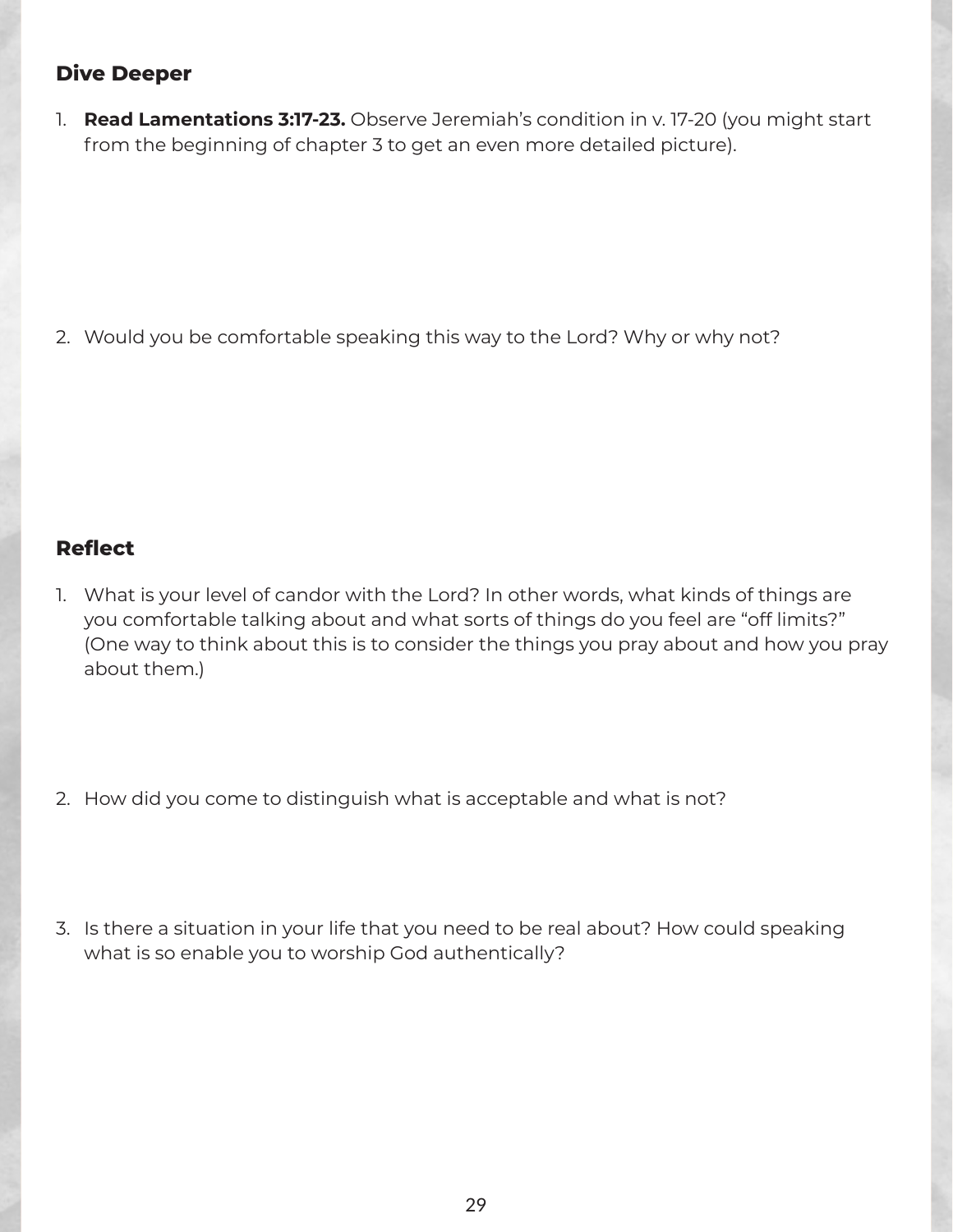## Dive Deeper

1. **Read Lamentations 3:17-23.** Observe Jeremiah's condition in v. 17-20 (you might start from the beginning of chapter 3 to get an even more detailed picture).

2. Would you be comfortable speaking this way to the Lord? Why or why not?

## Reflect

1. What is your level of candor with the Lord? In other words, what kinds of things are you comfortable talking about and what sorts of things do you feel are "off limits?" (One way to think about this is to consider the things you pray about and how you pray about them.)

2. How did you come to distinguish what is acceptable and what is not?

3. Is there a situation in your life that you need to be real about? How could speaking what is so enable you to worship God authentically?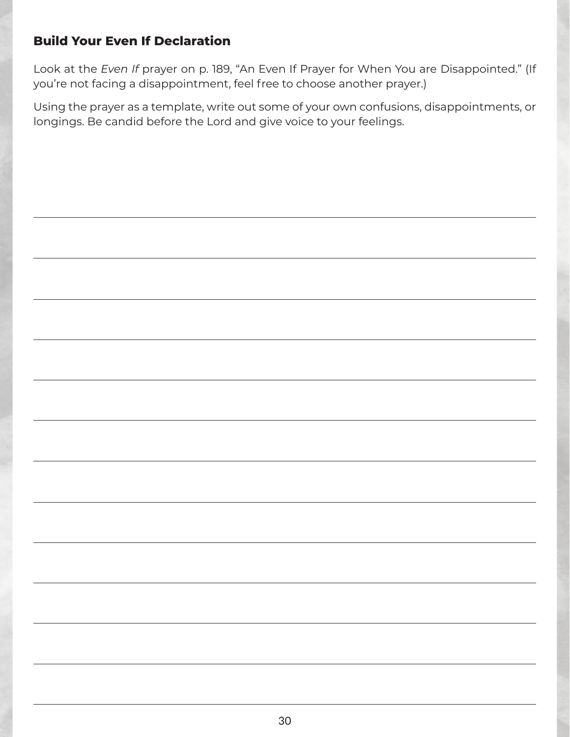### Build Your Even If Declaration

Look at the *Even If* prayer on p. 189, "An Even If Prayer for When You are Disappointed." (If you're not facing a disappointment, feel free to choose another prayer.)

Using the prayer as a template, write out some of your own confusions, disappointments, or longings. Be candid before the Lord and give voice to your feelings.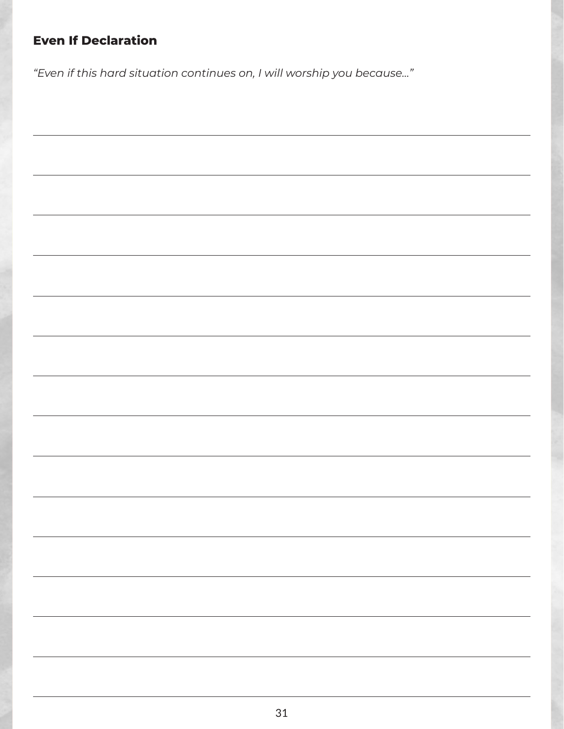**Even If Declaration**

*"Even if this hard situation continues on, I will worship you because..."*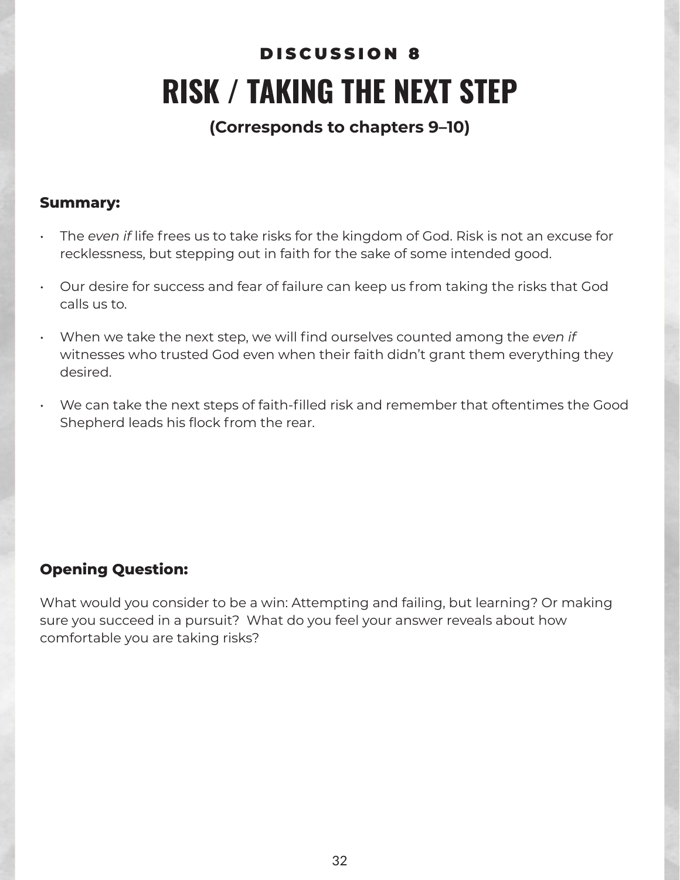## DISCUSSION 8

# RISK / TAKING THE NEXT STEP

**(Corresponds to chapters 9–10)**

**Summary:**

- The *even if* life frees us to take risks for the kingdom of God. Risk is not an excuse for recklessness, but stepping out in faith for the sake of some intended good.
- Our desire for success and fear of failure can keep us from taking the risks that God calls us to.
- When we take the next step, we will find ourselves counted among the *even if* witnesses who trusted God even when their faith didn't grant them everything they desired.
- We can take the next steps of faith-filled risk and remember that oftentimes the Good Shepherd leads his flock from the rear.

**Opening Question:**

What would you consider to be a win: Attempting and failing, but learning? Or making sure you succeed in a pursuit? What do you feel your answer reveals about how comfortable you are taking risks?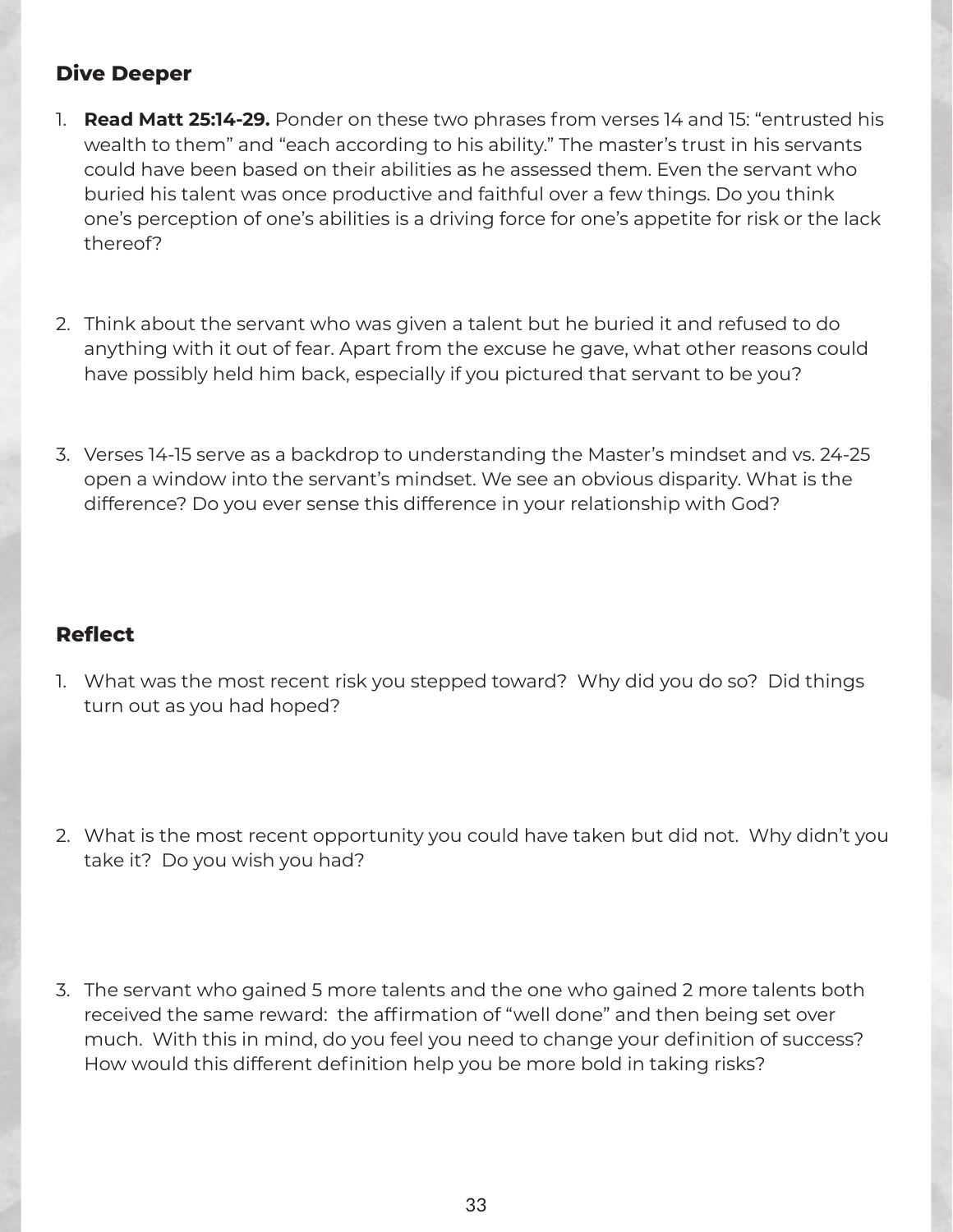### Dive Deeper

1. **Read Matt 25:14-29.** Ponder on these two phrases from verses 14 and 15: "entrusted his wealth to them" and "each according to his ability." The master's trust in his servants could have been based on their abilities as he assessed them. Even the servant who buried his talent was once productive and faithful over a few things. Do you think one's perception of one's abilities is a driving force for one's appetite for risk or the lack thereof?

2. Think about the servant who was given a talent but he buried it and refused to do anything with it out of fear. Apart from the excuse he gave, what other reasons could have possibly held him back, especially if you pictured that servant to be you?

3. Verses 14-15 serve as a backdrop to understanding the Master's mindset and vs. 24-25 open a window into the servant's mindset. We see an obvious disparity. What is the difference? Do you ever sense this difference in your relationship with God?

### Reflect

1. What was the most recent risk you stepped toward? Why did you do so? Did things turn out as you had hoped?

2. What is the most recent opportunity you could have taken but did not. Why didn't you take it? Do you wish you had?

3. The servant who gained 5 more talents and the one who gained 2 more talents both received the same reward: the affirmation of "well done" and then being set over much. With this in mind, do you feel you need to change your definition of success? How would this different definition help you be more bold in taking risks?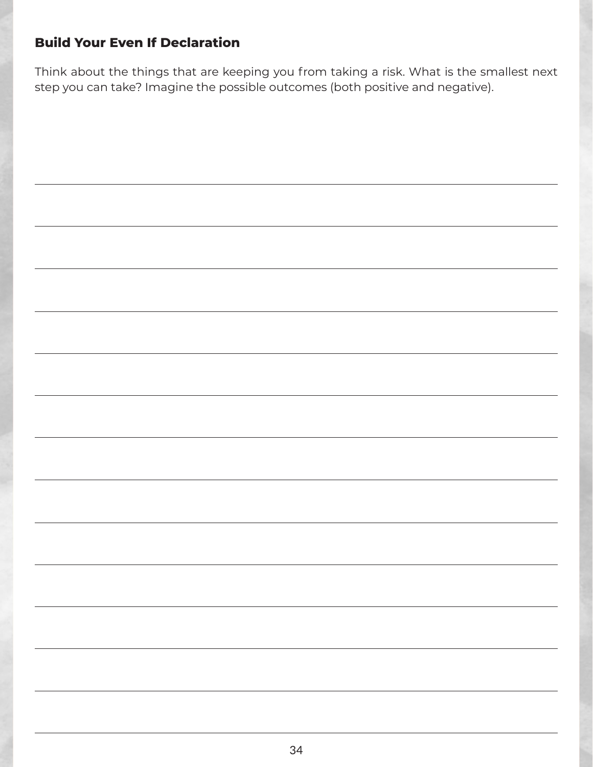### Build Your Even If Declaration

Think about the things that are keeping you from taking a risk. What is the smallest next step you can take? Imagine the possible outcomes (both positive and negative).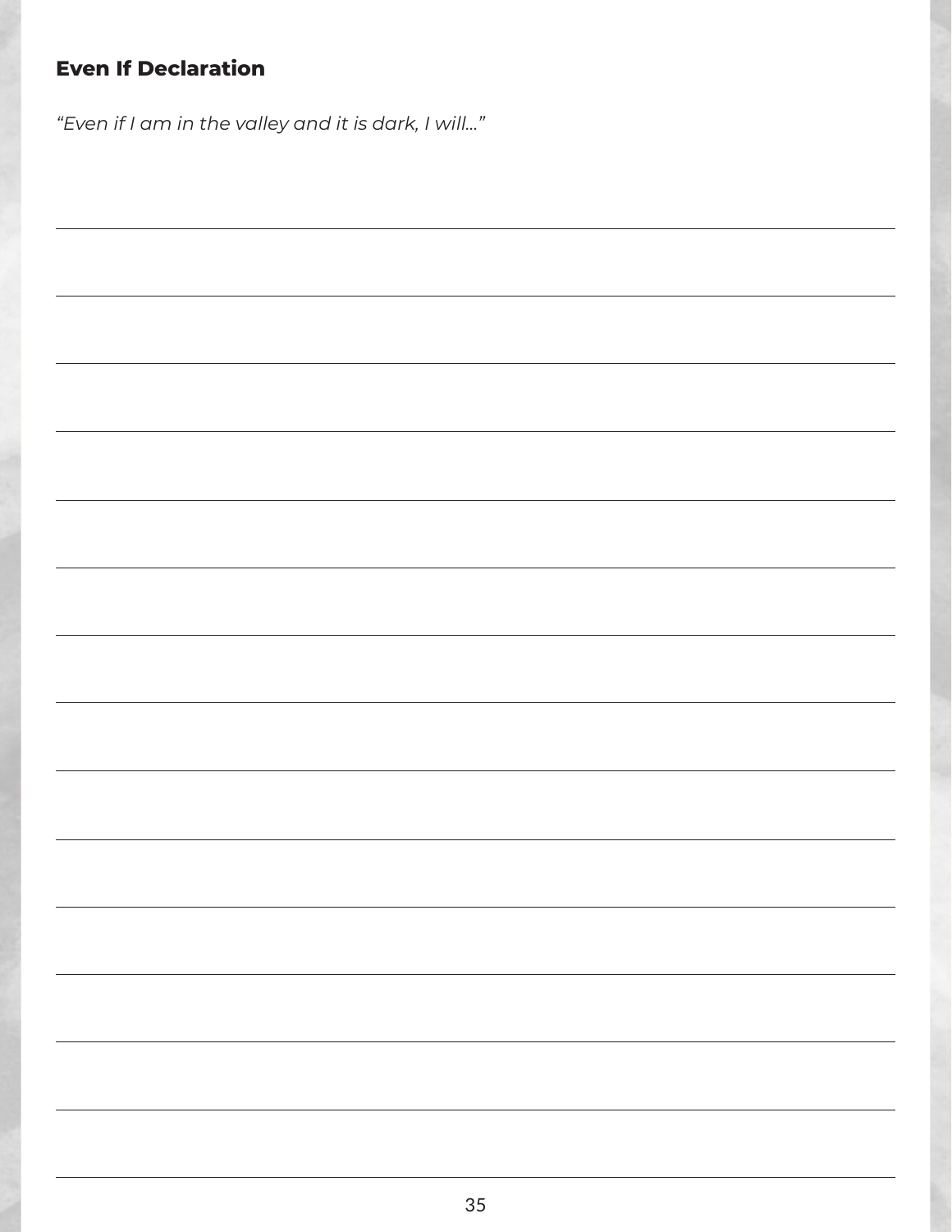## Even If Declaration

*"Even if I am in the valley and it is dark, I will..."*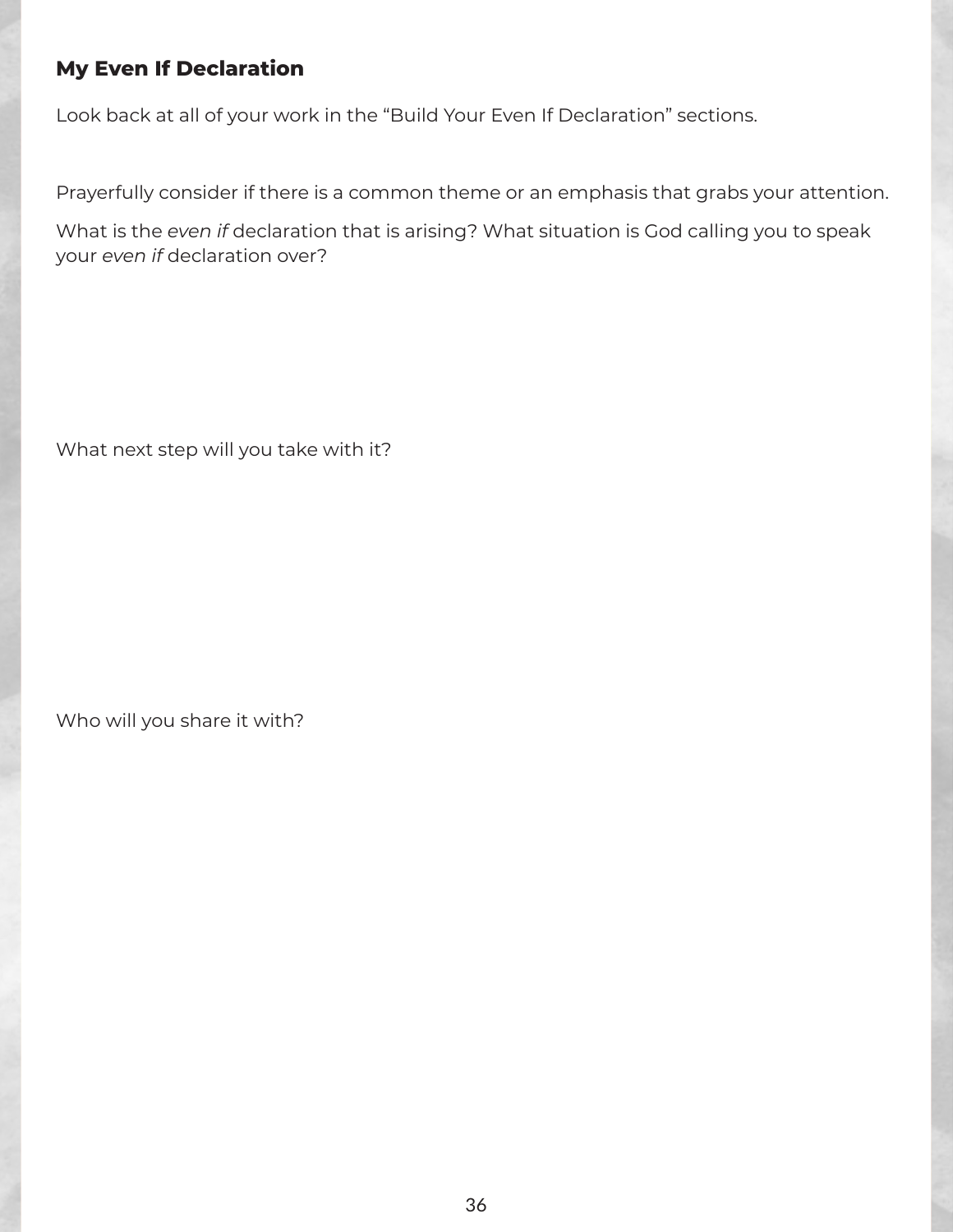### My Even If Declaration

Look back at all of your work in the "Build Your Even If Declaration" sections.

Prayerfully consider if there is a common theme or an emphasis that grabs your attention.

What is the *even if* declaration that is arising? What situation is God calling you to speak your *even if* declaration over?

What next step will you take with it?

Who will you share it with?